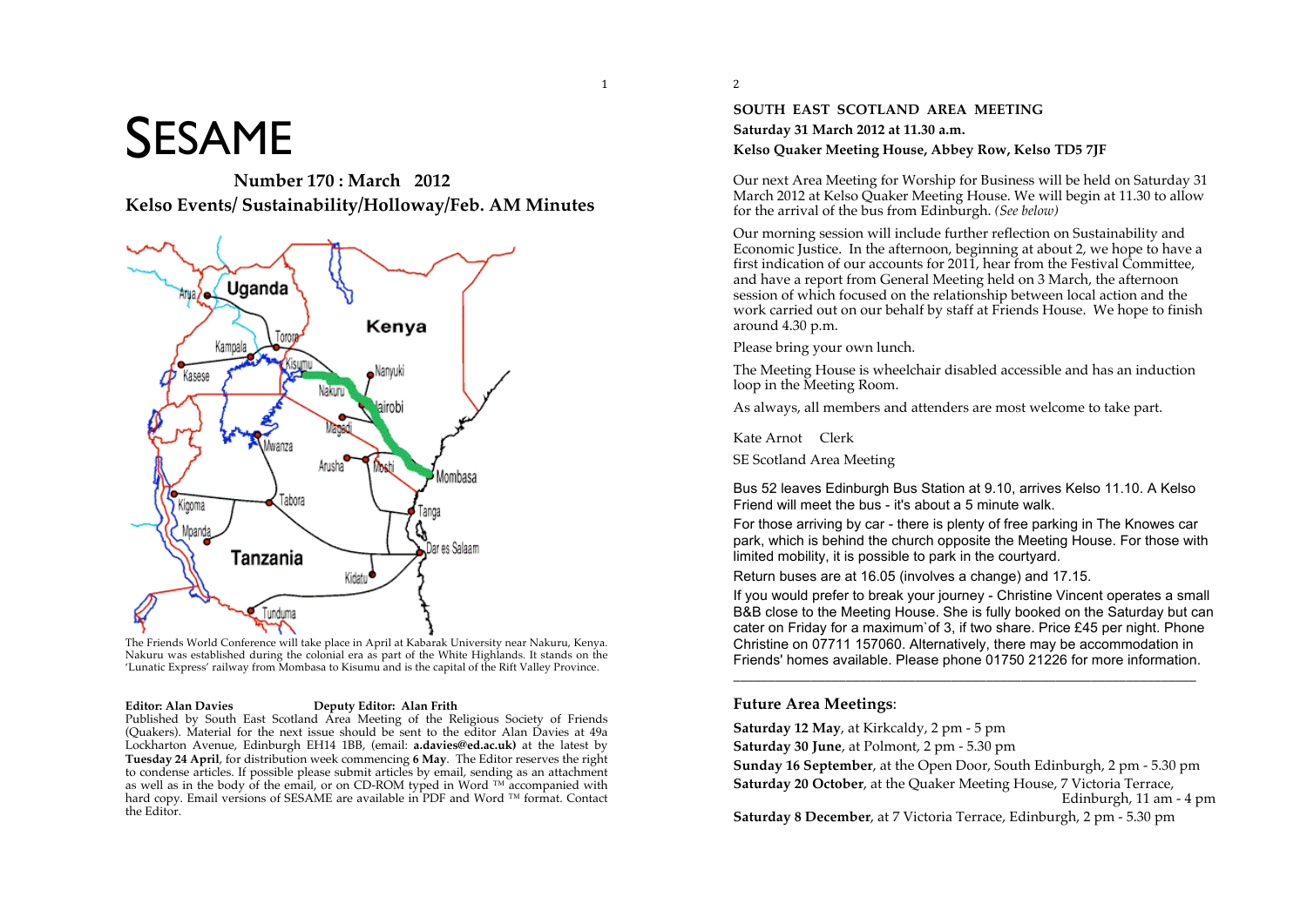# SESAME

**Number 170 : March 2012**

**Kelso Events/ Sustainability/Holloway/Feb. AM Minutes**

The Friends World Conference will take place in April at Kabarak University near Nakuru, Kenya. Nakuru was established during the colonial era as part of the White Highlands. It stands on the 'Lunatic Express' railway from Mombasa to Kisumu and is the capital of the Rift Valley Province.

**Editor: Alan Davies** **Deputy Editor: Alan Frith**

Published by South East Scotland Area Meeting of the Religious Society of Friends (Quakers). Material for the next issue should be sent to the editor Alan Davies at 49a Lockharton Avenue, Edinburgh EH14 1BB, (email: **a.davies@ed.ac.uk)** at the latest by **Tuesday 24 April**, for distribution week commencing **6 May**. The Editor reserves the right to condense articles. If possible please submit articles by email, sending as an attachment as well as in the body of the email, or on CD-ROM typed in Word ™ accompanied with hard copy. Email versions of SESAME are available in PDF and Word ™ format. Contact the Editor.

## SOUTH EAST SCOTLAND AREA MEETING

**Saturday 31 March 2012 at 11.30 a.m.**

**Kelso Quaker Meeting House, Abbey Row, Kelso TD5 7JF**

Our next Area Meeting for Worship for Business will be held on Saturday 31 March 2012 at Kelso Quaker Meeting House. We will begin at 11.30 to allow for the arrival of the bus from Edinburgh. *(See below)*

Our morning session will include further reflection on Sustainability and Economic Justice. In the afternoon, beginning at about 2, we hope to have a first indication of our accounts for 2011, hear from the Festival Committee, and have a report from General Meeting held on 3 March, the afternoon session of which focused on the relationship between local action and the work carried out on our behalf by staff at Friends House. We hope to finish around 4.30 p.m.

Please bring your own lunch.

The Meeting House is wheelchair disabled accessible and has an induction loop in the Meeting Room.

As always, all members and attenders are most welcome to take part.

Kate Arnot Clerk

SE Scotland Area Meeting

Bus 52 leaves Edinburgh Bus Station at 9.10, arrives Kelso 11.10. A Kelso Friend will meet the bus - it's about a 5 minute walk.

For those arriving by car - there is plenty of free parking in The Knowes car park, which is behind the church opposite the Meeting House. For those with limited mobility, it is possible to park in the courtyard.

Return buses are at 16.05 (involves a change) and 17.15.

If you would prefer to break your journey - Christine Vincent operates a small B&B close to the Meeting House. She is fully booked on the Saturday but can cater on Friday for a maximum`of 3, if two share. Price £45 per night. Phone Christine on 07711 157060. Alternatively, there may be accommodation in Friends' homes available. Please phone 01750 21226 for more information.

---

### Future Area Meetings:

**Saturday 12 May**, at Kirkcaldy, 2 pm - 5 pm

**Saturday 30 June**, at Polmont, 2 pm - 5.30 pm

**Sunday 16 September**, at the Open Door, South Edinburgh, 2 pm - 5.30 pm

**Saturday 20 October**, at the Quaker Meeting House, 7 Victoria Terrace, Edinburgh, 11 am - 4 pm

**Saturday 8 December**, at 7 Victoria Terrace, Edinburgh, 2 pm - 5.30 pm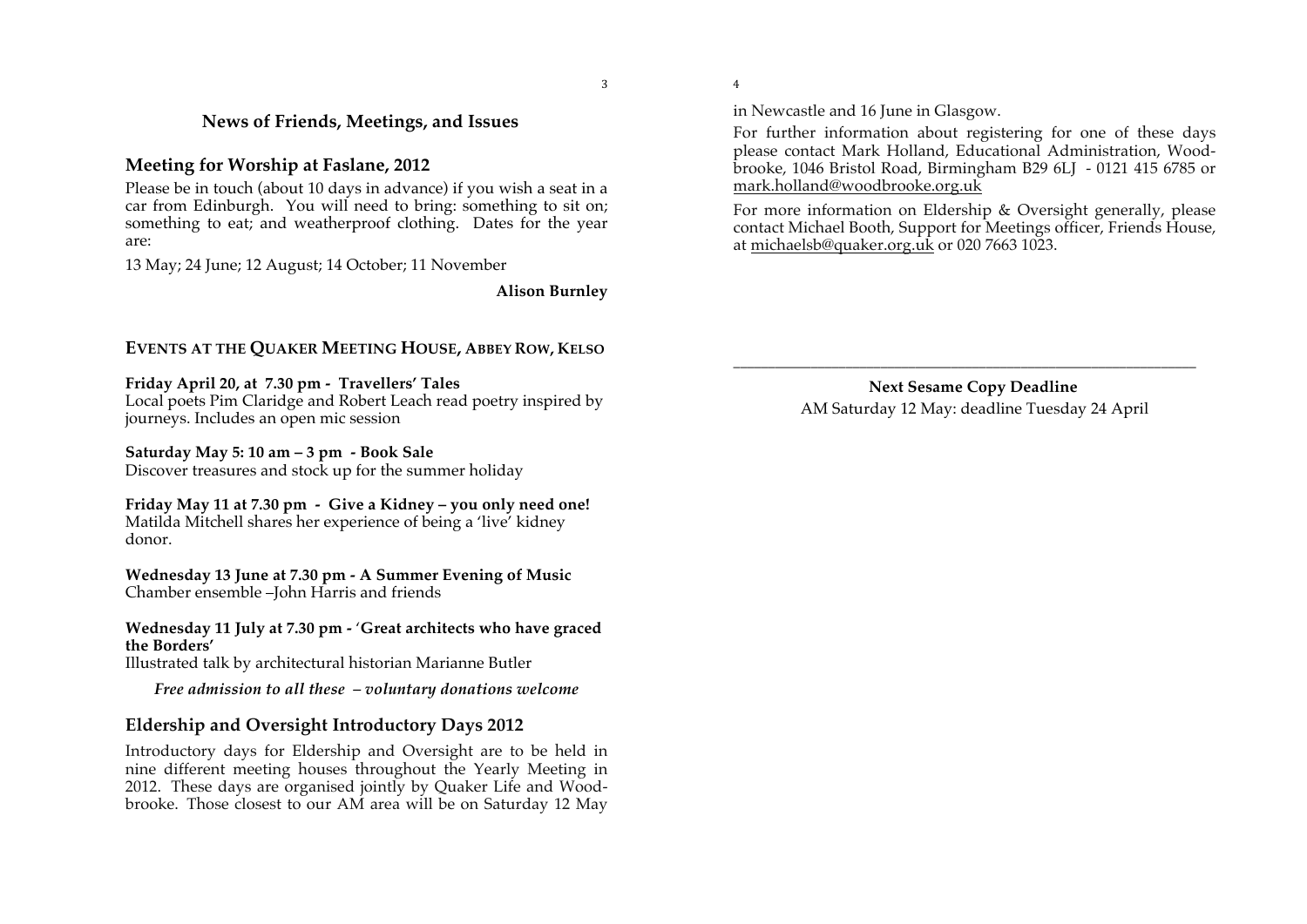## News of Friends, Meetings, and Issues

### Meeting for Worship at Faslane, 2012

Please be in touch (about 10 days in advance) if you wish a seat in a car from Edinburgh. You will need to bring: something to sit on; something to eat; and weatherproof clothing. Dates for the year are:

13 May; 24 June; 12 August; 14 October; 11 November

**Alison Burnley**

### EVENTS AT THE QUAKER MEETING HOUSE, ABBEY ROW, KELSO

**Friday April 20, at 7.30 pm - Travellers' Tales**
Local poets Pim Claridge and Robert Leach read poetry inspired by journeys. Includes an open mic session

**Saturday May 5: 10 am – 3 pm - Book Sale**
Discover treasures and stock up for the summer holiday

**Friday May 11 at 7.30 pm - Give a Kidney – you only need one!**
Matilda Mitchell shares her experience of being a 'live' kidney donor.

**Wednesday 13 June at 7.30 pm - A Summer Evening of Music**
Chamber ensemble –John Harris and friends

**Wednesday 11 July at 7.30 pm - 'Great architects who have graced the Borders'**
Illustrated talk by architectural historian Marianne Butler

***Free admission to all these – voluntary donations welcome***

### Eldership and Oversight Introductory Days 2012

Introductory days for Eldership and Oversight are to be held in nine different meeting houses throughout the Yearly Meeting in 2012. These days are organised jointly by Quaker Life and Woodbrooke. Those closest to our AM area will be on Saturday 12 May in Newcastle and 16 June in Glasgow.

For further information about registering for one of these days please contact Mark Holland, Educational Administration, Woodbrooke, 1046 Bristol Road, Birmingham B29 6LJ - 0121 415 6785 or mark.holland@woodbrooke.org.uk

For more information on Eldership & Oversight generally, please contact Michael Booth, Support for Meetings officer, Friends House, at michaelsb@quaker.org.uk or 020 7663 1023.

---

**Next Sesame Copy Deadline**

AM Saturday 12 May: deadline Tuesday 24 April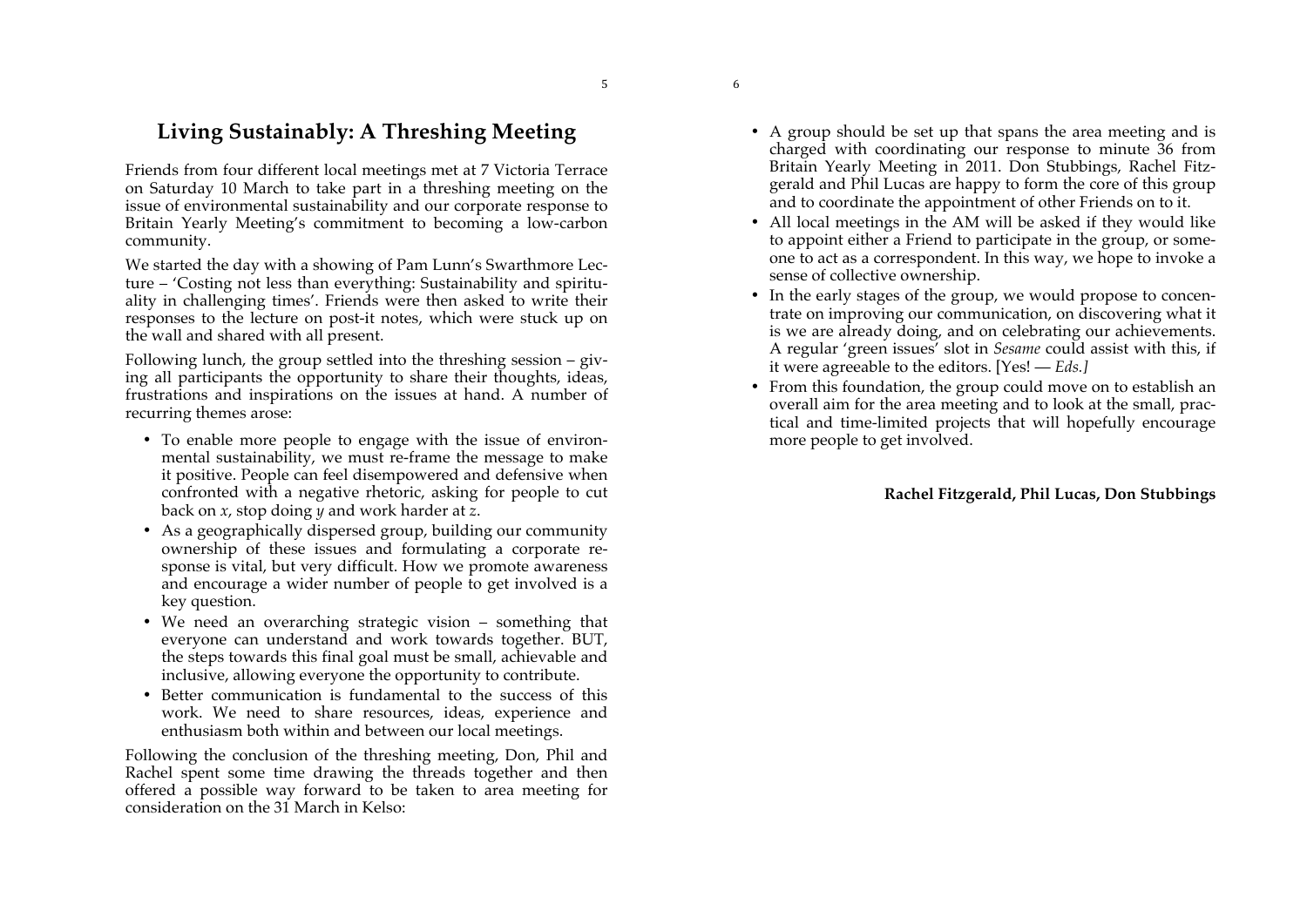## Living Sustainably: A Threshing Meeting

Friends from four different local meetings met at 7 Victoria Terrace on Saturday 10 March to take part in a threshing meeting on the issue of environmental sustainability and our corporate response to Britain Yearly Meeting's commitment to becoming a low-carbon community.

We started the day with a showing of Pam Lunn's Swarthmore Lecture – 'Costing not less than everything: Sustainability and spirituality in challenging times'. Friends were then asked to write their responses to the lecture on post-it notes, which were stuck up on the wall and shared with all present.

Following lunch, the group settled into the threshing session – giving all participants the opportunity to share their thoughts, ideas, frustrations and inspirations on the issues at hand. A number of recurring themes arose:

- To enable more people to engage with the issue of environmental sustainability, we must re-frame the message to make it positive. People can feel disempowered and defensive when confronted with a negative rhetoric, asking for people to cut back on *x*, stop doing *y* and work harder at *z*.
- As a geographically dispersed group, building our community ownership of these issues and formulating a corporate response is vital, but very difficult. How we promote awareness and encourage a wider number of people to get involved is a key question.
- We need an overarching strategic vision – something that everyone can understand and work towards together. BUT, the steps towards this final goal must be small, achievable and inclusive, allowing everyone the opportunity to contribute.
- Better communication is fundamental to the success of this work. We need to share resources, ideas, experience and enthusiasm both within and between our local meetings.

Following the conclusion of the threshing meeting, Don, Phil and Rachel spent some time drawing the threads together and then offered a possible way forward to be taken to area meeting for consideration on the 31 March in Kelso:

- A group should be set up that spans the area meeting and is charged with coordinating our response to minute 36 from Britain Yearly Meeting in 2011. Don Stubbings, Rachel Fitzgerald and Phil Lucas are happy to form the core of this group and to coordinate the appointment of other Friends on to it.
- All local meetings in the AM will be asked if they would like to appoint either a Friend to participate in the group, or someone to act as a correspondent. In this way, we hope to invoke a sense of collective ownership.
- In the early stages of the group, we would propose to concentrate on improving our communication, on discovering what it is we are already doing, and on celebrating our achievements. A regular 'green issues' slot in *Sesame* could assist with this, if it were agreeable to the editors. [Yes! — *Eds.]*
- From this foundation, the group could move on to establish an overall aim for the area meeting and to look at the small, practical and time-limited projects that will hopefully encourage more people to get involved.

**Rachel Fitzgerald, Phil Lucas, Don Stubbings**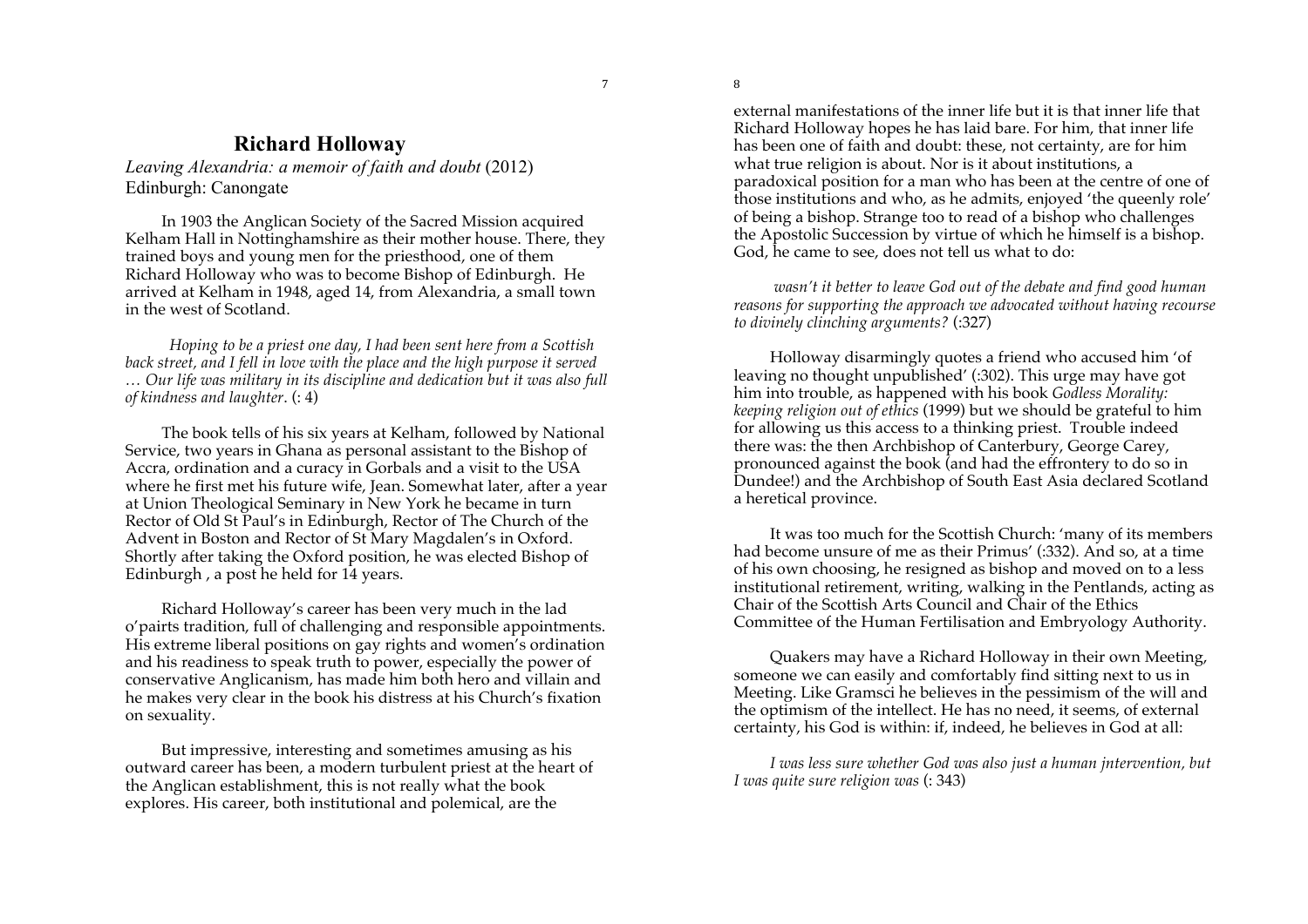# Richard Holloway

*Leaving Alexandria: a memoir of faith and doubt* (2012)
Edinburgh: Canongate

In 1903 the Anglican Society of the Sacred Mission acquired Kelham Hall in Nottinghamshire as their mother house. There, they trained boys and young men for the priesthood, one of them Richard Holloway who was to become Bishop of Edinburgh. He arrived at Kelham in 1948, aged 14, from Alexandria, a small town in the west of Scotland.

> *Hoping to be a priest one day, I had been sent here from a Scottish back street, and I fell in love with the place and the high purpose it served … Our life was military in its discipline and dedication but it was also full of kindness and laughter*. (: 4)

The book tells of his six years at Kelham, followed by National Service, two years in Ghana as personal assistant to the Bishop of Accra, ordination and a curacy in Gorbals and a visit to the USA where he first met his future wife, Jean. Somewhat later, after a year at Union Theological Seminary in New York he became in turn Rector of Old St Paul's in Edinburgh, Rector of The Church of the Advent in Boston and Rector of St Mary Magdalen's in Oxford. Shortly after taking the Oxford position, he was elected Bishop of Edinburgh , a post he held for 14 years.

Richard Holloway's career has been very much in the lad o'pairts tradition, full of challenging and responsible appointments. His extreme liberal positions on gay rights and women's ordination and his readiness to speak truth to power, especially the power of conservative Anglicanism, has made him both hero and villain and he makes very clear in the book his distress at his Church's fixation on sexuality.

But impressive, interesting and sometimes amusing as his outward career has been, a modern turbulent priest at the heart of the Anglican establishment, this is not really what the book explores. His career, both institutional and polemical, are the external manifestations of the inner life but it is that inner life that Richard Holloway hopes he has laid bare. For him, that inner life has been one of faith and doubt: these, not certainty, are for him what true religion is about. Nor is it about institutions, a paradoxical position for a man who has been at the centre of one of those institutions and who, as he admits, enjoyed 'the queenly role' of being a bishop. Strange too to read of a bishop who challenges the Apostolic Succession by virtue of which he himself is a bishop. God, he came to see, does not tell us what to do:

> *wasn't it better to leave God out of the debate and find good human reasons for supporting the approach we advocated without having recourse to divinely clinching arguments?* (:327)

Holloway disarmingly quotes a friend who accused him 'of leaving no thought unpublished' (:302). This urge may have got him into trouble, as happened with his book *Godless Morality: keeping religion out of ethics* (1999) but we should be grateful to him for allowing us this access to a thinking priest. Trouble indeed there was: the then Archbishop of Canterbury, George Carey, pronounced against the book (and had the effrontery to do so in Dundee!) and the Archbishop of South East Asia declared Scotland a heretical province.

It was too much for the Scottish Church: 'many of its members had become unsure of me as their Primus' (:332). And so, at a time of his own choosing, he resigned as bishop and moved on to a less institutional retirement, writing, walking in the Pentlands, acting as Chair of the Scottish Arts Council and Chair of the Ethics Committee of the Human Fertilisation and Embryology Authority.

Quakers may have a Richard Holloway in their own Meeting, someone we can easily and comfortably find sitting next to us in Meeting. Like Gramsci he believes in the pessimism of the will and the optimism of the intellect. He has no need, it seems, of external certainty, his God is within: if, indeed, he believes in God at all:

> *I was less sure whether God was also just a human jntervention, but I was quite sure religion was* (: 343)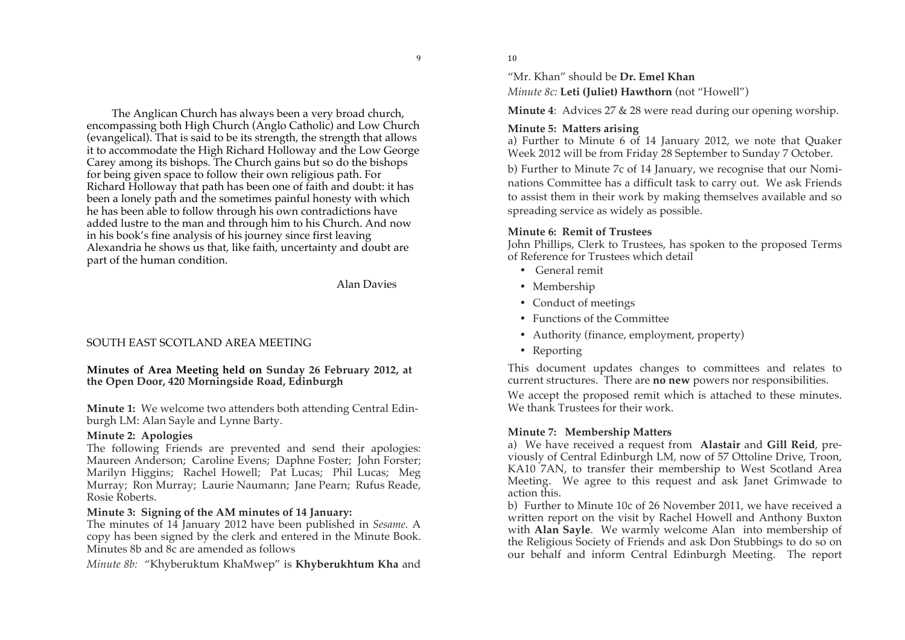The Anglican Church has always been a very broad church, encompassing both High Church (Anglo Catholic) and Low Church (evangelical). That is said to be its strength, the strength that allows it to accommodate the High Richard Holloway and the Low George Carey among its bishops. The Church gains but so do the bishops for being given space to follow their own religious path. For Richard Holloway that path has been one of faith and doubt: it has been a lonely path and the sometimes painful honesty with which he has been able to follow through his own contradictions have added lustre to the man and through him to his Church. And now in his book's fine analysis of his journey since first leaving Alexandria he shows us that, like faith, uncertainty and doubt are part of the human condition.

Alan Davies

## SOUTH EAST SCOTLAND AREA MEETING

**Minutes of Area Meeting held on Sunday 26 February 2012, at the Open Door, 420 Morningside Road, Edinburgh**

**Minute 1:** We welcome two attenders both attending Central Edinburgh LM: Alan Sayle and Lynne Barty.

**Minute 2: Apologies**

The following Friends are prevented and send their apologies: Maureen Anderson; Caroline Evens; Daphne Foster; John Forster; Marilyn Higgins; Rachel Howell; Pat Lucas; Phil Lucas; Meg Murray; Ron Murray; Laurie Naumann; Jane Pearn; Rufus Reade, Rosie Roberts.

**Minute 3: Signing of the AM minutes of 14 January:**

The minutes of 14 January 2012 have been published in *Sesame*. A copy has been signed by the clerk and entered in the Minute Book. Minutes 8b and 8c are amended as follows

*Minute 8b:* "Khyberuktum KhaMwep" is **Khyberukhtum Kha** and "Mr. Khan" should be **Dr. Emel Khan**

*Minute 8c:* **Leti (Juliet) Hawthorn** (not "Howell")

**Minute 4**: Advices 27 & 28 were read during our opening worship.

**Minute 5: Matters arising**

a) Further to Minute 6 of 14 January 2012, we note that Quaker Week 2012 will be from Friday 28 September to Sunday 7 October.

b) Further to Minute 7c of 14 January, we recognise that our Nominations Committee has a difficult task to carry out. We ask Friends to assist them in their work by making themselves available and so spreading service as widely as possible.

**Minute 6: Remit of Trustees**

John Phillips, Clerk to Trustees, has spoken to the proposed Terms of Reference for Trustees which detail

- General remit
- Membership
- Conduct of meetings
- Functions of the Committee
- Authority (finance, employment, property)
- Reporting

This document updates changes to committees and relates to current structures. There are **no new** powers nor responsibilities.

We accept the proposed remit which is attached to these minutes. We thank Trustees for their work.

**Minute 7: Membership Matters**

a) We have received a request from **Alastair** and **Gill Reid**, previously of Central Edinburgh LM, now of 57 Ottoline Drive, Troon, KA10 7AN, to transfer their membership to West Scotland Area Meeting. We agree to this request and ask Janet Grimwade to action this.

b) Further to Minute 10c of 26 November 2011, we have received a written report on the visit by Rachel Howell and Anthony Buxton with **Alan Sayle**. We warmly welcome Alan into membership of the Religious Society of Friends and ask Don Stubbings to do so on our behalf and inform Central Edinburgh Meeting. The report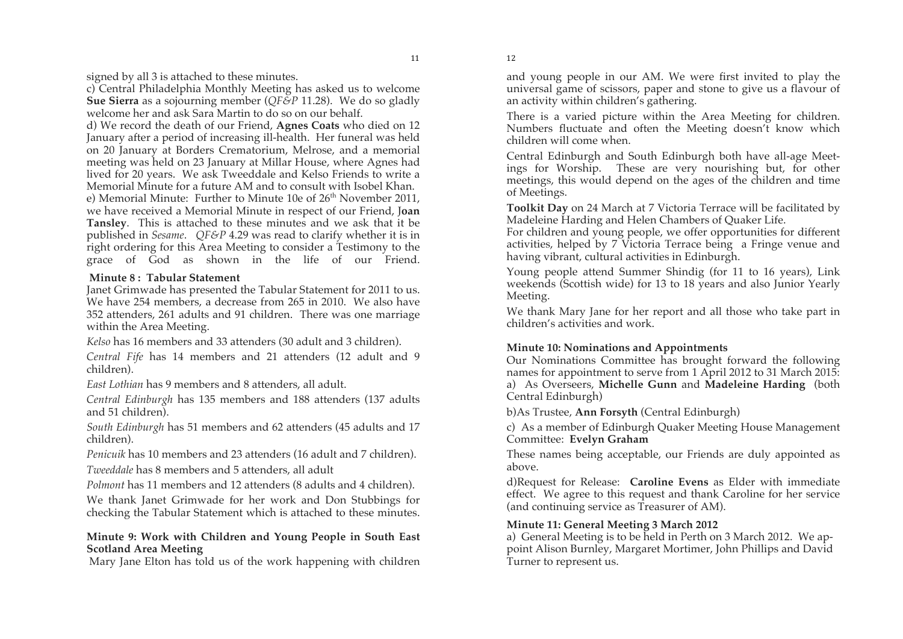signed by all 3 is attached to these minutes.

c) Central Philadelphia Monthly Meeting has asked us to welcome **Sue Sierra** as a sojourning member (*QF&P* 11.28). We do so gladly welcome her and ask Sara Martin to do so on our behalf.

d) We record the death of our Friend, **Agnes Coats** who died on 12 January after a period of increasing ill-health. Her funeral was held on 20 January at Borders Crematorium, Melrose, and a memorial meeting was held on 23 January at Millar House, where Agnes had lived for 20 years. We ask Tweeddale and Kelso Friends to write a Memorial Minute for a future AM and to consult with Isobel Khan.

e) Memorial Minute: Further to Minute 10e of 26th November 2011, we have received a Memorial Minute in respect of our Friend, **Joan Tansley**. This is attached to these minutes and we ask that it be published in *Sesame*. *QF&P* 4.29 was read to clarify whether it is in right ordering for this Area Meeting to consider a Testimony to the grace of God as shown in the life of our Friend.

**Minute 8 : Tabular Statement**

Janet Grimwade has presented the Tabular Statement for 2011 to us. We have 254 members, a decrease from 265 in 2010. We also have 352 attenders, 261 adults and 91 children. There was one marriage within the Area Meeting.

*Kelso* has 16 members and 33 attenders (30 adult and 3 children).

*Central Fife* has 14 members and 21 attenders (12 adult and 9 children).

*East Lothian* has 9 members and 8 attenders, all adult.

*Central Edinburgh* has 135 members and 188 attenders (137 adults and 51 children).

*South Edinburgh* has 51 members and 62 attenders (45 adults and 17 children).

*Penicuik* has 10 members and 23 attenders (16 adult and 7 children).

*Tweeddale* has 8 members and 5 attenders, all adult

*Polmont* has 11 members and 12 attenders (8 adults and 4 children).

We thank Janet Grimwade for her work and Don Stubbings for checking the Tabular Statement which is attached to these minutes.

**Minute 9: Work with Children and Young People in South East Scotland Area Meeting**

Mary Jane Elton has told us of the work happening with children and young people in our AM. We were first invited to play the universal game of scissors, paper and stone to give us a flavour of an activity within children's gathering.

There is a varied picture within the Area Meeting for children. Numbers fluctuate and often the Meeting doesn't know which children will come when.

Central Edinburgh and South Edinburgh both have all-age Meetings for Worship. These are very nourishing but, for other meetings, this would depend on the ages of the children and time of Meetings.

**Toolkit Day** on 24 March at 7 Victoria Terrace will be facilitated by Madeleine Harding and Helen Chambers of Quaker Life.

For children and young people, we offer opportunities for different activities, helped by 7 Victoria Terrace being a Fringe venue and having vibrant, cultural activities in Edinburgh.

Young people attend Summer Shindig (for 11 to 16 years), Link weekends (Scottish wide) for 13 to 18 years and also Junior Yearly Meeting.

We thank Mary Jane for her report and all those who take part in children's activities and work.

**Minute 10: Nominations and Appointments**

Our Nominations Committee has brought forward the following names for appointment to serve from 1 April 2012 to 31 March 2015:

a) As Overseers, **Michelle Gunn** and **Madeleine Harding** (both Central Edinburgh)

b)As Trustee, **Ann Forsyth** (Central Edinburgh)

c) As a member of Edinburgh Quaker Meeting House Management Committee: **Evelyn Graham**

These names being acceptable, our Friends are duly appointed as above.

d)Request for Release: **Caroline Evens** as Elder with immediate effect. We agree to this request and thank Caroline for her service (and continuing service as Treasurer of AM).

**Minute 11: General Meeting 3 March 2012**

a) General Meeting is to be held in Perth on 3 March 2012. We appoint Alison Burnley, Margaret Mortimer, John Phillips and David Turner to represent us.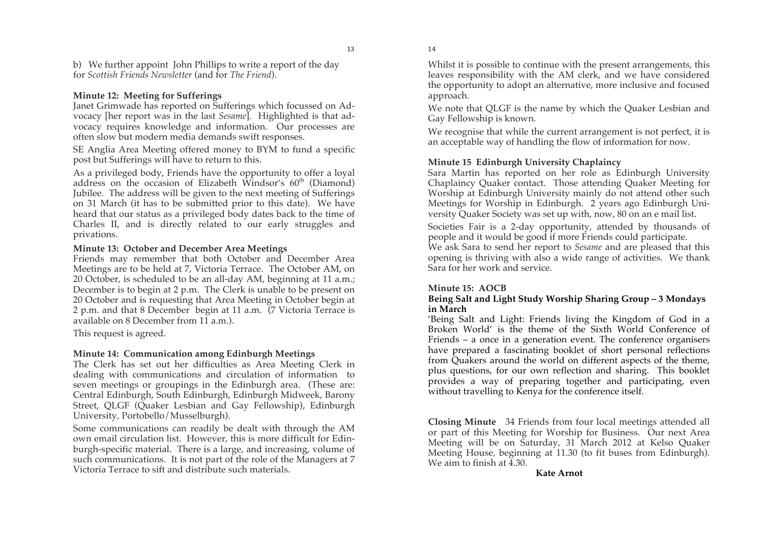b) We further appoint John Phillips to write a report of the day for *Scottish Friends Newsletter* (and for *The Friend*).

**Minute 12: Meeting for Sufferings**

Janet Grimwade has reported on Sufferings which focussed on Advocacy [her report was in the last *Sesame*]. Highlighted is that advocacy requires knowledge and information. Our processes are often slow but modern media demands swift responses.

SE Anglia Area Meeting offered money to BYM to fund a specific post but Sufferings will have to return to this.

As a privileged body, Friends have the opportunity to offer a loyal address on the occasion of Elizabeth Windsor's 60th (Diamond) Jubilee. The address will be given to the next meeting of Sufferings on 31 March (it has to be submitted prior to this date). We have heard that our status as a privileged body dates back to the time of Charles II, and is directly related to our early struggles and privations.

**Minute 13: October and December Area Meetings**

Friends may remember that both October and December Area Meetings are to be held at 7, Victoria Terrace. The October AM, on 20 October, is scheduled to be an all-day AM, beginning at 11 a.m.; December is to begin at 2 p.m. The Clerk is unable to be present on 20 October and is requesting that Area Meeting in October begin at 2 p.m. and that 8 December begin at 11 a.m. (7 Victoria Terrace is available on 8 December from 11 a.m.).

This request is agreed.

**Minute 14: Communication among Edinburgh Meetings**

The Clerk has set out her difficulties as Area Meeting Clerk in dealing with communications and circulation of information to seven meetings or groupings in the Edinburgh area. (These are: Central Edinburgh, South Edinburgh, Edinburgh Midweek, Barony Street, QLGF (Quaker Lesbian and Gay Fellowship), Edinburgh University, Portobello/Musselburgh).

Some communications can readily be dealt with through the AM own email circulation list. However, this is more difficult for Edinburgh-specific material. There is a large, and increasing, volume of such communications. It is not part of the role of the Managers at 7 Victoria Terrace to sift and distribute such materials.

Whilst it is possible to continue with the present arrangements, this leaves responsibility with the AM clerk, and we have considered the opportunity to adopt an alternative, more inclusive and focused approach.

We note that QLGF is the name by which the Quaker Lesbian and Gay Fellowship is known.

We recognise that while the current arrangement is not perfect, it is an acceptable way of handling the flow of information for now.

**Minute 15 Edinburgh University Chaplaincy**

Sara Martin has reported on her role as Edinburgh University Chaplaincy Quaker contact. Those attending Quaker Meeting for Worship at Edinburgh University mainly do not attend other such Meetings for Worship in Edinburgh. 2 years ago Edinburgh University Quaker Society was set up with, now, 80 on an e mail list.

Societies Fair is a 2-day opportunity, attended by thousands of people and it would be good if more Friends could participate.

We ask Sara to send her report to *Sesame* and are pleased that this opening is thriving with also a wide range of activities. We thank Sara for her work and service.

**Minute 15: AOCB**

**Being Salt and Light Study Worship Sharing Group – 3 Mondays in March**

'Being Salt and Light: Friends living the Kingdom of God in a Broken World' is the theme of the Sixth World Conference of Friends – a once in a generation event. The conference organisers have prepared a fascinating booklet of short personal reflections from Quakers around the world on different aspects of the theme, plus questions, for our own reflection and sharing. This booklet provides a way of preparing together and participating, even without travelling to Kenya for the conference itself.

**Closing Minute** 34 Friends from four local meetings attended all or part of this Meeting for Worship for Business. Our next Area Meeting will be on Saturday, 31 March 2012 at Kelso Quaker Meeting House, beginning at 11.30 (to fit buses from Edinburgh). We aim to finish at 4.30.

**Kate Arnot**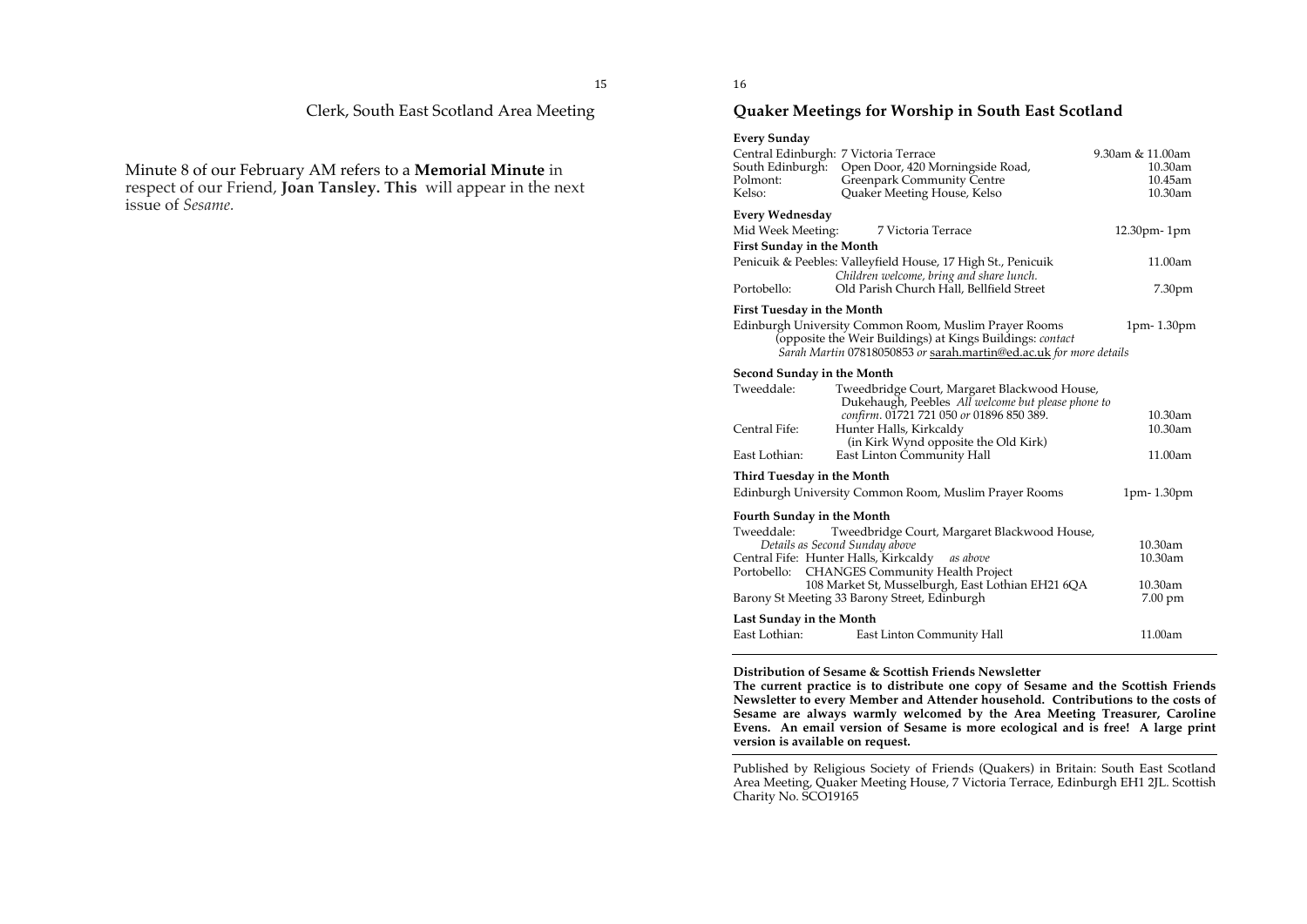Clerk, South East Scotland Area Meeting

Minute 8 of our February AM refers to a **Memorial Minute** in respect of our Friend, **Joan Tansley. This** will appear in the next issue of *Sesame*.

## Quaker Meetings for Worship in South East Scotland

**Every Sunday**

| | | |
|---|---|---|
| Central Edinburgh: | 7 Victoria Terrace | 9.30am & 11.00am |
| South Edinburgh: | Open Door, 420 Morningside Road, | 10.30am |
| Polmont: | Greenpark Community Centre | 10.45am |
| Kelso: | Quaker Meeting House, Kelso | 10.30am |

**Every Wednesday**

| | | |
|---|---|---|
| Mid Week Meeting: | 7 Victoria Terrace | 12.30pm- 1pm |

**First Sunday in the Month**

| | | |
|---|---|---|
| Penicuik & Peebles: | Valleyfield House, 17 High St., Penicuik *Children welcome, bring and share lunch.* | 11.00am |
| Portobello: | Old Parish Church Hall, Bellfield Street | 7.30pm |

**First Tuesday in the Month**

Edinburgh University Common Room, Muslim Prayer Rooms (opposite the Weir Buildings) at Kings Buildings: *contact Sarah Martin* 07818050853 *or* sarah.martin@ed.ac.uk *for more details* — 1pm- 1.30pm

**Second Sunday in the Month**

| | | |
|---|---|---|
| Tweeddale: | Tweedbridge Court, Margaret Blackwood House, Dukehaugh, Peebles *All welcome but please phone to confirm*. 01721 721 050 *or* 01896 850 389. | 10.30am |
| Central Fife: | Hunter Halls, Kirkcaldy (in Kirk Wynd opposite the Old Kirk) | 10.30am |
| East Lothian: | East Linton Community Hall | 11.00am |

**Third Tuesday in the Month**

Edinburgh University Common Room, Muslim Prayer Rooms — 1pm- 1.30pm

**Fourth Sunday in the Month**

| | | |
|---|---|---|
| Tweeddale: | Tweedbridge Court, Margaret Blackwood House, *Details as Second Sunday above* | 10.30am |
| Central Fife: | Hunter Halls, Kirkcaldy *as above* | 10.30am |
| Portobello: | CHANGES Community Health Project 108 Market St, Musselburgh, East Lothian EH21 6QA | 10.30am |
| Barony St Meeting | 33 Barony Street, Edinburgh | 7.00 pm |

**Last Sunday in the Month**

| | | |
|---|---|---|
| East Lothian: | East Linton Community Hall | 11.00am |

**Distribution of Sesame & Scottish Friends Newsletter**

**The current practice is to distribute one copy of Sesame and the Scottish Friends Newsletter to every Member and Attender household. Contributions to the costs of Sesame are always warmly welcomed by the Area Meeting Treasurer, Caroline Evens. An email version of Sesame is more ecological and is free! A large print version is available on request.**

Published by Religious Society of Friends (Quakers) in Britain: South East Scotland Area Meeting, Quaker Meeting House, 7 Victoria Terrace, Edinburgh EH1 2JL. Scottish Charity No. SCO19165